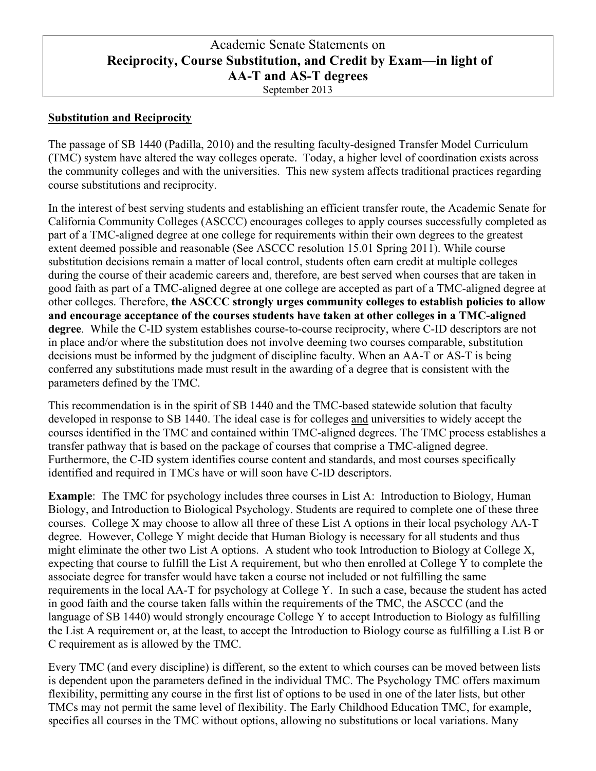# Academic Senate Statements on **Reciprocity, Course Substitution, and Credit by Exam—in light of AA-T and AS-T degrees**

September 2013

## Substitution and Reciprocity

The passage of SB 1440 (Padilla, 2010) and the resulting faculty-designed Transfer Model Curriculum (TMC) system have altered the way colleges operate. Today, a higher level of coordination exists across the community colleges and with the universities. This new system affects traditional practices regarding course substitutions and reciprocity.

In the interest of best serving students and establishing an efficient transfer route, the Academic Senate for California Community Colleges (ASCCC) encourages colleges to apply courses successfully completed as part of a TMC-aligned degree at one college for requirements within their own degrees to the greatest extent deemed possible and reasonable (See ASCCC resolution 15.01 Spring 2011). While course substitution decisions remain a matter of local control, students often earn credit at multiple colleges during the course of their academic careers and, therefore, are best served when courses that are taken in good faith as part of a TMC-aligned degree at one college are accepted as part of a TMC-aligned degree at other colleges. Therefore, **the ASCCC strongly urges community colleges to establish policies to allow and encourage acceptance of the courses students have taken at other colleges in a TMC-aligned degree**. While the C-ID system establishes course-to-course reciprocity, where C-ID descriptors are not in place and/or where the substitution does not involve deeming two courses comparable, substitution decisions must be informed by the judgment of discipline faculty. When an AA-T or AS-T is being conferred any substitutions made must result in the awarding of a degree that is consistent with the parameters defined by the TMC.

This recommendation is in the spirit of SB 1440 and the TMC-based statewide solution that faculty developed in response to SB 1440. The ideal case is for colleges and universities to widely accept the courses identified in the TMC and contained within TMC-aligned degrees. The TMC process establishes a transfer pathway that is based on the package of courses that comprise a TMC-aligned degree. Furthermore, the C-ID system identifies course content and standards, and most courses specifically identified and required in TMCs have or will soon have C-ID descriptors.

**Example**: The TMC for psychology includes three courses in List A: Introduction to Biology, Human Biology, and Introduction to Biological Psychology. Students are required to complete one of these three courses. College X may choose to allow all three of these List A options in their local psychology AA-T degree. However, College Y might decide that Human Biology is necessary for all students and thus might eliminate the other two List A options. A student who took Introduction to Biology at College X, expecting that course to fulfill the List A requirement, but who then enrolled at College Y to complete the associate degree for transfer would have taken a course not included or not fulfilling the same requirements in the local AA-T for psychology at College Y. In such a case, because the student has acted in good faith and the course taken falls within the requirements of the TMC, the ASCCC (and the language of SB 1440) would strongly encourage College Y to accept Introduction to Biology as fulfilling the List A requirement or, at the least, to accept the Introduction to Biology course as fulfilling a List B or C requirement as is allowed by the TMC.

Every TMC (and every discipline) is different, so the extent to which courses can be moved between lists is dependent upon the parameters defined in the individual TMC. The Psychology TMC offers maximum flexibility, permitting any course in the first list of options to be used in one of the later lists, but other TMCs may not permit the same level of flexibility. The Early Childhood Education TMC, for example, specifies all courses in the TMC without options, allowing no substitutions or local variations. Many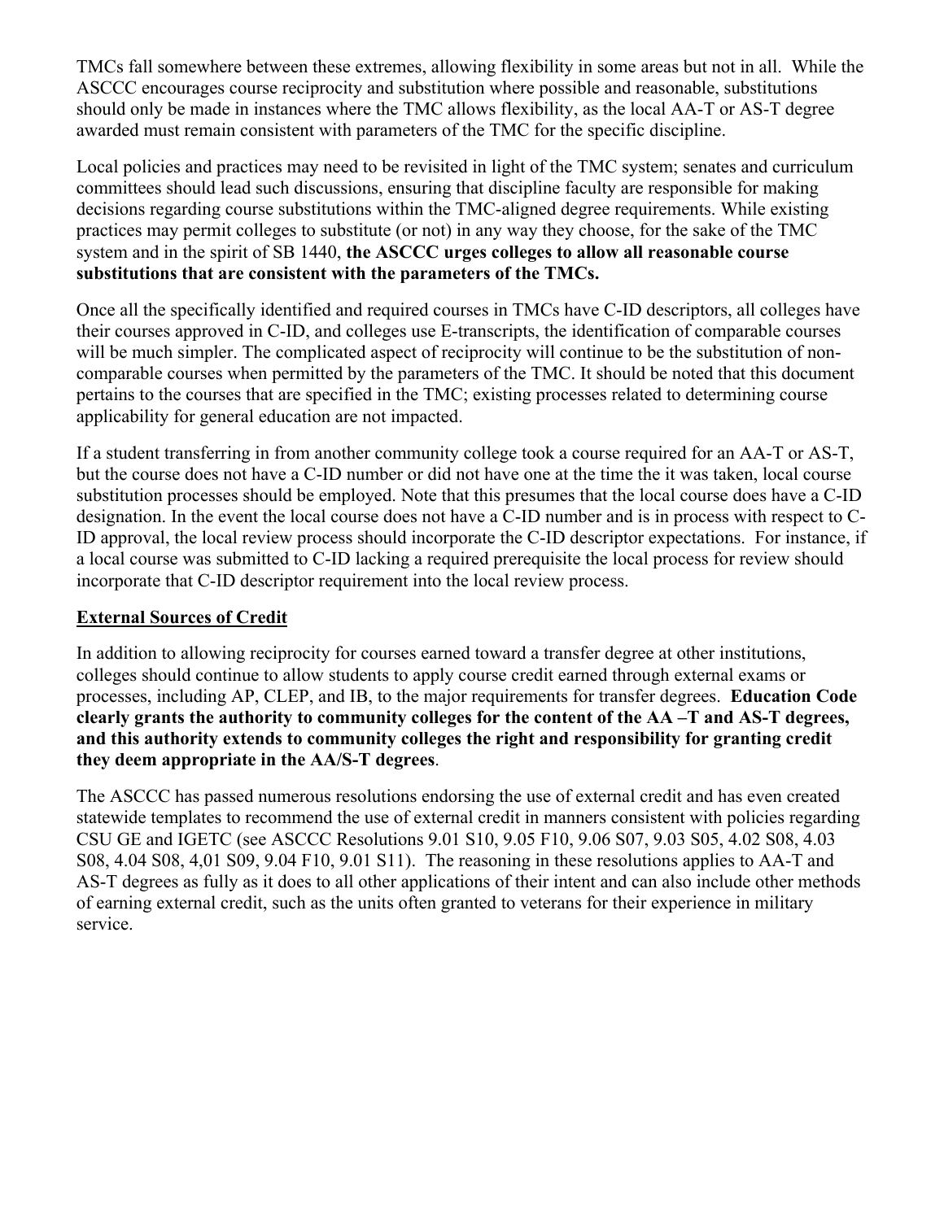TMCs fall somewhere between these extremes, allowing flexibility in some areas but not in all. While the ASCCC encourages course reciprocity and substitution where possible and reasonable, substitutions should only be made in instances where the TMC allows flexibility, as the local AA-T or AS-T degree awarded must remain consistent with parameters of the TMC for the specific discipline.

Local policies and practices may need to be revisited in light of the TMC system; senates and curriculum committees should lead such discussions, ensuring that discipline faculty are responsible for making decisions regarding course substitutions within the TMC-aligned degree requirements. While existing practices may permit colleges to substitute (or not) in any way they choose, for the sake of the TMC system and in the spirit of SB 1440, **the ASCCC urges colleges to allow all reasonable course substitutions that are consistent with the parameters of the TMCs.**

Once all the specifically identified and required courses in TMCs have C-ID descriptors, all colleges have their courses approved in C-ID, and colleges use E-transcripts, the identification of comparable courses will be much simpler. The complicated aspect of reciprocity will continue to be the substitution of non-comparable courses when permitted by the parameters of the TMC. It should be noted that this document pertains to the courses that are specified in the TMC; existing processes related to determining course applicability for general education are not impacted.

If a student transferring in from another community college took a course required for an AA-T or AS-T, but the course does not have a C-ID number or did not have one at the time the it was taken, local course substitution processes should be employed. Note that this presumes that the local course does have a C-ID designation. In the event the local course does not have a C-ID number and is in process with respect to C-ID approval, the local review process should incorporate the C-ID descriptor expectations. For instance, if a local course was submitted to C-ID lacking a required prerequisite the local process for review should incorporate that C-ID descriptor requirement into the local review process.

## External Sources of Credit

In addition to allowing reciprocity for courses earned toward a transfer degree at other institutions, colleges should continue to allow students to apply course credit earned through external exams or processes, including AP, CLEP, and IB, to the major requirements for transfer degrees. **Education Code clearly grants the authority to community colleges for the content of the AA –T and AS-T degrees, and this authority extends to community colleges the right and responsibility for granting credit they deem appropriate in the AA/S-T degrees**.

The ASCCC has passed numerous resolutions endorsing the use of external credit and has even created statewide templates to recommend the use of external credit in manners consistent with policies regarding CSU GE and IGETC (see ASCCC Resolutions 9.01 S10, 9.05 F10, 9.06 S07, 9.03 S05, 4.02 S08, 4.03 S08, 4.04 S08, 4,01 S09, 9.04 F10, 9.01 S11). The reasoning in these resolutions applies to AA-T and AS-T degrees as fully as it does to all other applications of their intent and can also include other methods of earning external credit, such as the units often granted to veterans for their experience in military service.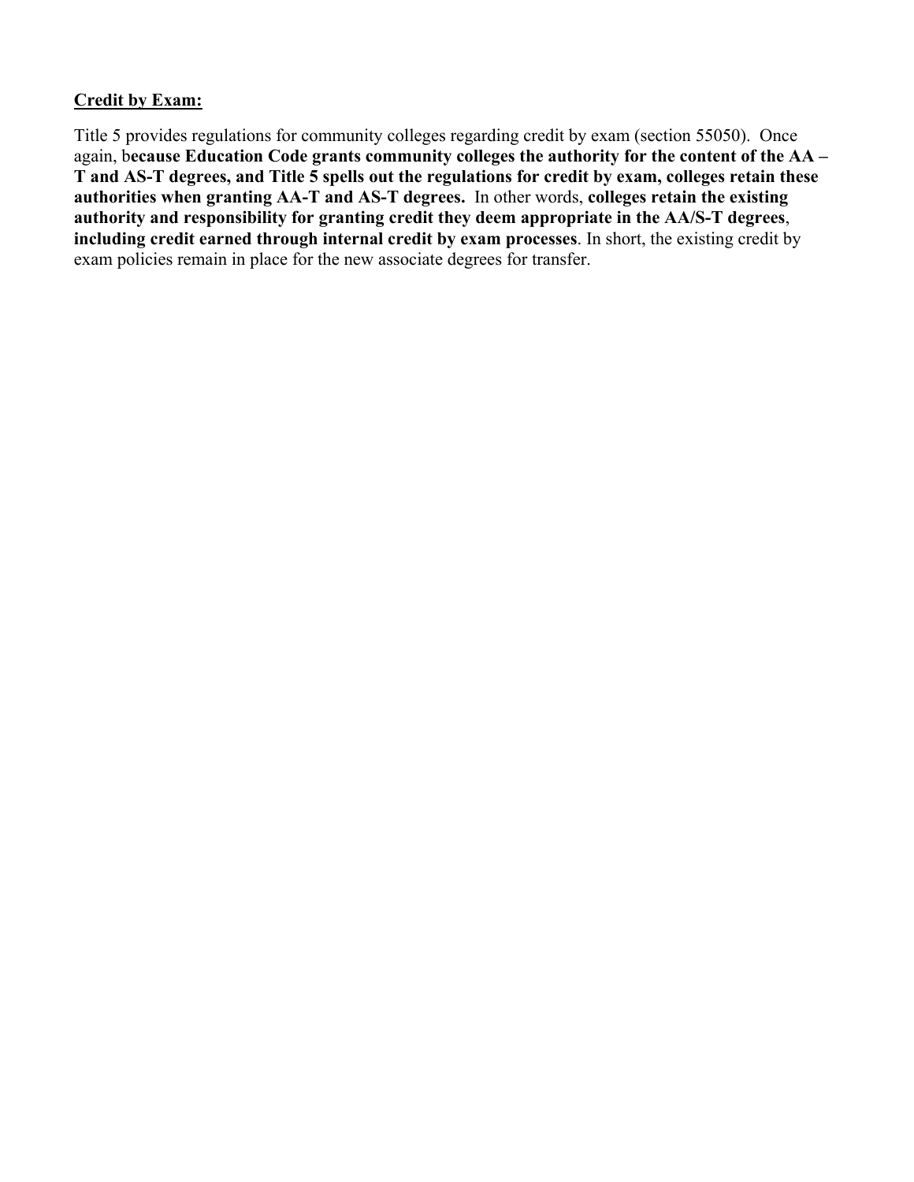**<u>Credit by Exam:</u>**

Title 5 provides regulations for community colleges regarding credit by exam (section 55050). Once again, b**ecause Education Code grants community colleges the authority for the content of the AA – T and AS-T degrees, and Title 5 spells out the regulations for credit by exam, colleges retain these authorities when granting AA-T and AS-T degrees.** In other words, **colleges retain the existing authority and responsibility for granting credit they deem appropriate in the AA/S-T degrees**, **including credit earned through internal credit by exam processes**. In short, the existing credit by exam policies remain in place for the new associate degrees for transfer.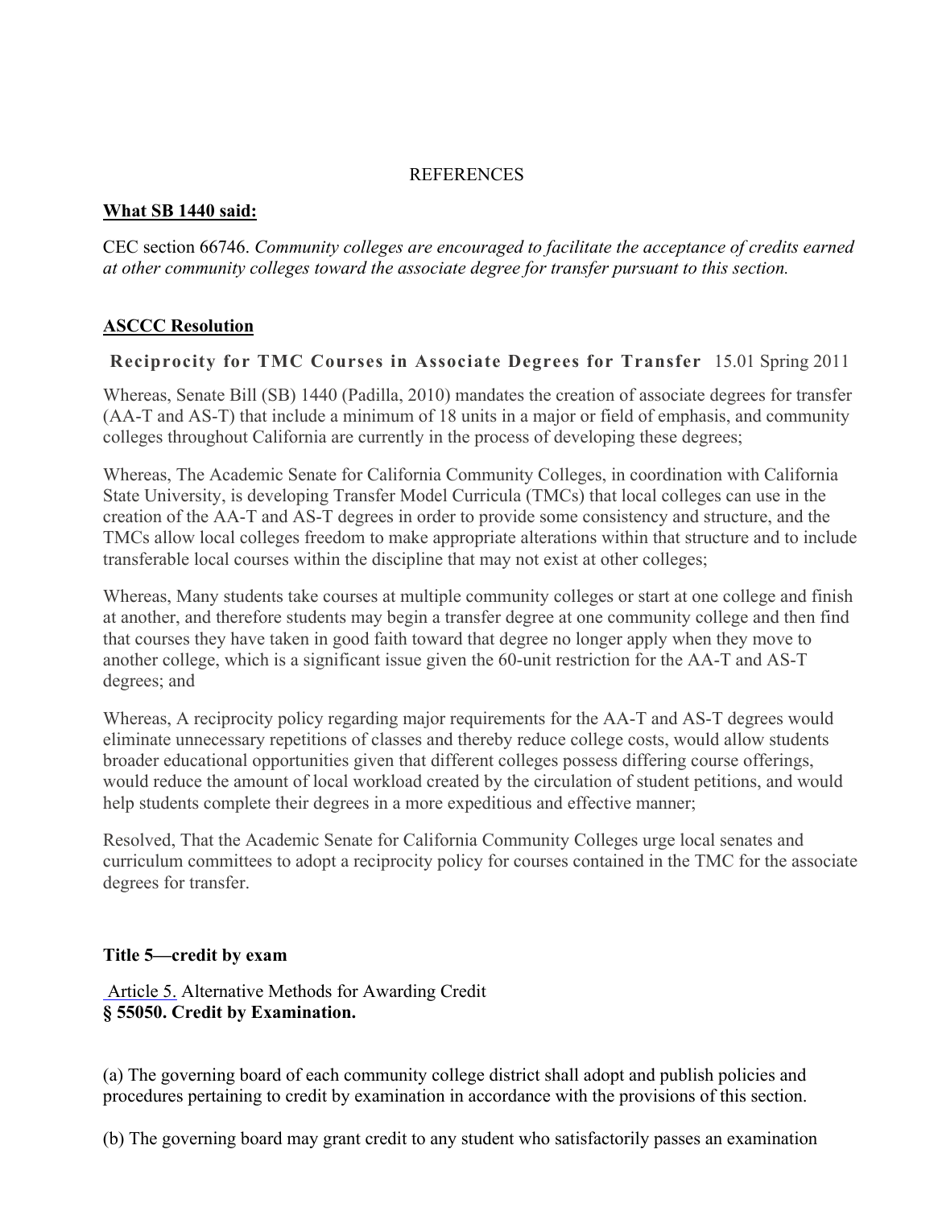REFERENCES

**What SB 1440 said:**

CEC section 66746. *Community colleges are encouraged to facilitate the acceptance of credits earned at other community colleges toward the associate degree for transfer pursuant to this section.*

**ASCCC Resolution**

**Reciprocity for TMC Courses in Associate Degrees for Transfer** 15.01 Spring 2011

Whereas, Senate Bill (SB) 1440 (Padilla, 2010) mandates the creation of associate degrees for transfer (AA-T and AS-T) that include a minimum of 18 units in a major or field of emphasis, and community colleges throughout California are currently in the process of developing these degrees;

Whereas, The Academic Senate for California Community Colleges, in coordination with California State University, is developing Transfer Model Curricula (TMCs) that local colleges can use in the creation of the AA-T and AS-T degrees in order to provide some consistency and structure, and the TMCs allow local colleges freedom to make appropriate alterations within that structure and to include transferable local courses within the discipline that may not exist at other colleges;

Whereas, Many students take courses at multiple community colleges or start at one college and finish at another, and therefore students may begin a transfer degree at one community college and then find that courses they have taken in good faith toward that degree no longer apply when they move to another college, which is a significant issue given the 60-unit restriction for the AA-T and AS-T degrees; and

Whereas, A reciprocity policy regarding major requirements for the AA-T and AS-T degrees would eliminate unnecessary repetitions of classes and thereby reduce college costs, would allow students broader educational opportunities given that different colleges possess differing course offerings, would reduce the amount of local workload created by the circulation of student petitions, and would help students complete their degrees in a more expeditious and effective manner;

Resolved, That the Academic Senate for California Community Colleges urge local senates and curriculum committees to adopt a reciprocity policy for courses contained in the TMC for the associate degrees for transfer.

**Title 5—credit by exam**

Article 5. Alternative Methods for Awarding Credit
**§ 55050. Credit by Examination.**

(a) The governing board of each community college district shall adopt and publish policies and procedures pertaining to credit by examination in accordance with the provisions of this section.

(b) The governing board may grant credit to any student who satisfactorily passes an examination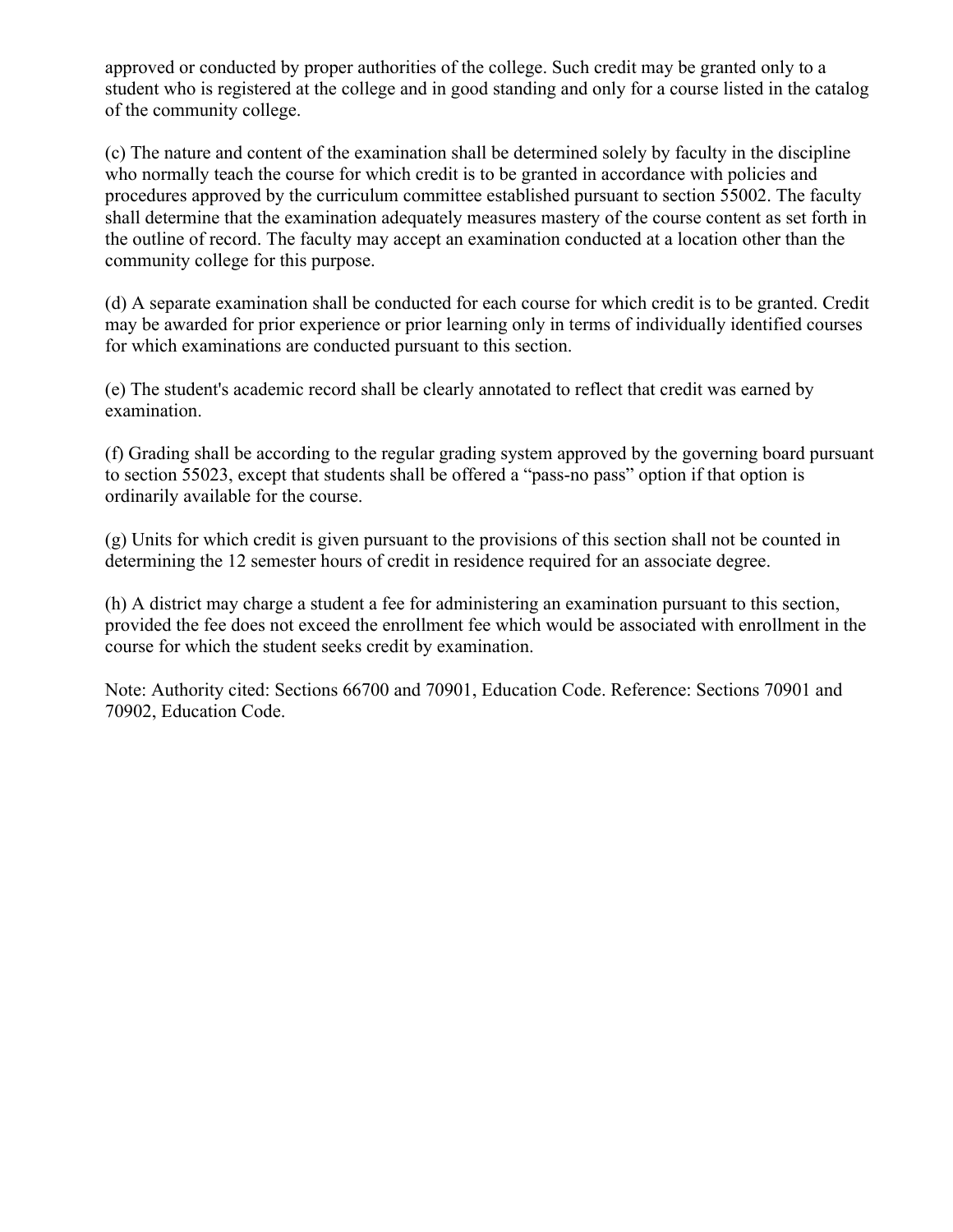approved or conducted by proper authorities of the college. Such credit may be granted only to a student who is registered at the college and in good standing and only for a course listed in the catalog of the community college.

(c) The nature and content of the examination shall be determined solely by faculty in the discipline who normally teach the course for which credit is to be granted in accordance with policies and procedures approved by the curriculum committee established pursuant to section 55002. The faculty shall determine that the examination adequately measures mastery of the course content as set forth in the outline of record. The faculty may accept an examination conducted at a location other than the community college for this purpose.

(d) A separate examination shall be conducted for each course for which credit is to be granted. Credit may be awarded for prior experience or prior learning only in terms of individually identified courses for which examinations are conducted pursuant to this section.

(e) The student's academic record shall be clearly annotated to reflect that credit was earned by examination.

(f) Grading shall be according to the regular grading system approved by the governing board pursuant to section 55023, except that students shall be offered a "pass-no pass" option if that option is ordinarily available for the course.

(g) Units for which credit is given pursuant to the provisions of this section shall not be counted in determining the 12 semester hours of credit in residence required for an associate degree.

(h) A district may charge a student a fee for administering an examination pursuant to this section, provided the fee does not exceed the enrollment fee which would be associated with enrollment in the course for which the student seeks credit by examination.

Note: Authority cited: Sections 66700 and 70901, Education Code. Reference: Sections 70901 and 70902, Education Code.